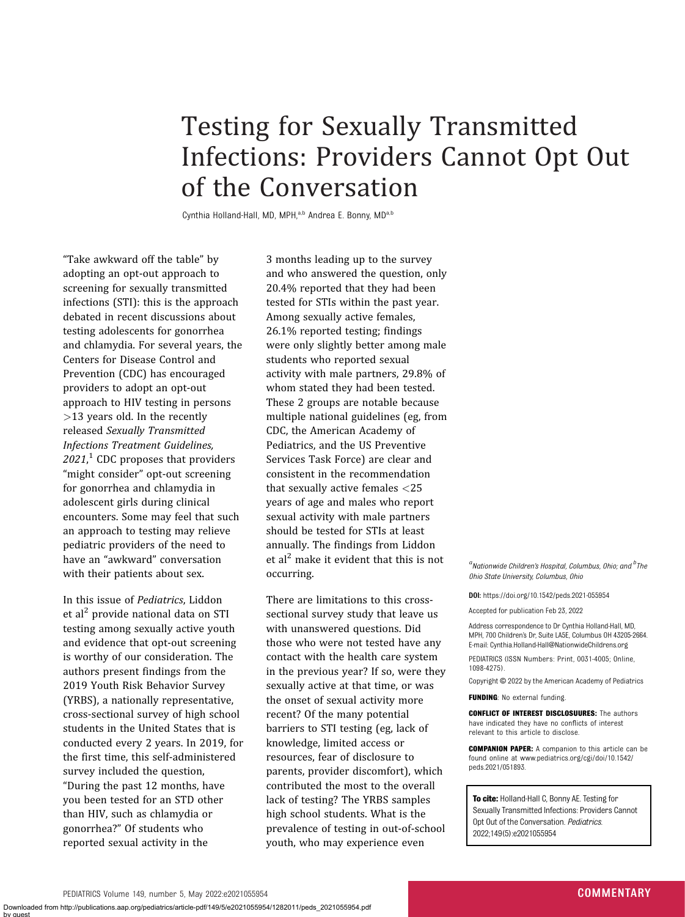# Testing for Sexually Transmitted Infections: Providers Cannot Opt Out of the Conversation

Cynthia Holland-Hall, MD, MPH,[a,b] Andrea E. Bonny, MD[a,b]

"Take awkward off the table" by adopting an opt-out approach to screening for sexually transmitted infections (STI): this is the approach debated in recent discussions about testing adolescents for gonorrhea and chlamydia. For several years, the Centers for Disease Control and Prevention (CDC) has encouraged providers to adopt an opt-out approach to HIV testing in persons >13 years old. In the recently released *Sexually Transmitted Infections Treatment Guidelines, 2021*,[1] CDC proposes that providers "might consider" opt-out screening for gonorrhea and chlamydia in adolescent girls during clinical encounters. Some may feel that such an approach to testing may relieve pediatric providers of the need to have an "awkward" conversation with their patients about sex.

In this issue of *Pediatrics*, Liddon et al[2] provide national data on STI testing among sexually active youth and evidence that opt-out screening is worthy of our consideration. The authors present findings from the 2019 Youth Risk Behavior Survey (YRBS), a nationally representative, cross-sectional survey of high school students in the United States that is conducted every 2 years. In 2019, for the first time, this self-administered survey included the question, "During the past 12 months, have you been tested for an STD other than HIV, such as chlamydia or gonorrhea?" Of students who reported sexual activity in the 3 months leading up to the survey and who answered the question, only 20.4% reported that they had been tested for STIs within the past year. Among sexually active females, 26.1% reported testing; findings were only slightly better among male students who reported sexual activity with male partners, 29.8% of whom stated they had been tested. These 2 groups are notable because multiple national guidelines (eg, from CDC, the American Academy of Pediatrics, and the US Preventive Services Task Force) are clear and consistent in the recommendation that sexually active females <25 years of age and males who report sexual activity with male partners should be tested for STIs at least annually. The findings from Liddon et al[2] make it evident that this is not occurring.

There are limitations to this cross-sectional survey study that leave us with unanswered questions. Did those who were not tested have any contact with the health care system in the previous year? If so, were they sexually active at that time, or was the onset of sexual activity more recent? Of the many potential barriers to STI testing (eg, lack of knowledge, limited access or resources, fear of disclosure to parents, provider discomfort), which contributed the most to the overall lack of testing? The YRBS samples high school students. What is the prevalence of testing in out-of-school youth, who may experience even

[a]*Nationwide Children's Hospital, Columbus, Ohio; and* [b]*The Ohio State University, Columbus, Ohio*

**DOI:** https://doi.org/10.1542/peds.2021-055954

Accepted for publication Feb 23, 2022

Address correspondence to Dr Cynthia Holland-Hall, MD, MPH, 700 Children's Dr, Suite LA5E, Columbus OH 43205-2664. E-mail: Cynthia.Holland-Hall@NationwideChildrens.org

PEDIATRICS (ISSN Numbers: Print, 0031-4005; Online, 1098-4275).

Copyright © 2022 by the American Academy of Pediatrics

**FUNDING**: No external funding.

**CONFLICT OF INTEREST DISCLOSUURES:** The authors have indicated they have no conflicts of interest relevant to this article to disclose.

**COMPANION PAPER:** A companion to this article can be found online at www.pediatrics.org/cgi/doi/10.1542/peds.2021/051893.

**To cite:** Holland-Hall C, Bonny AE. Testing for Sexually Transmitted Infections: Providers Cannot Opt Out of the Conversation. *Pediatrics*. 2022;149(5):e2021055954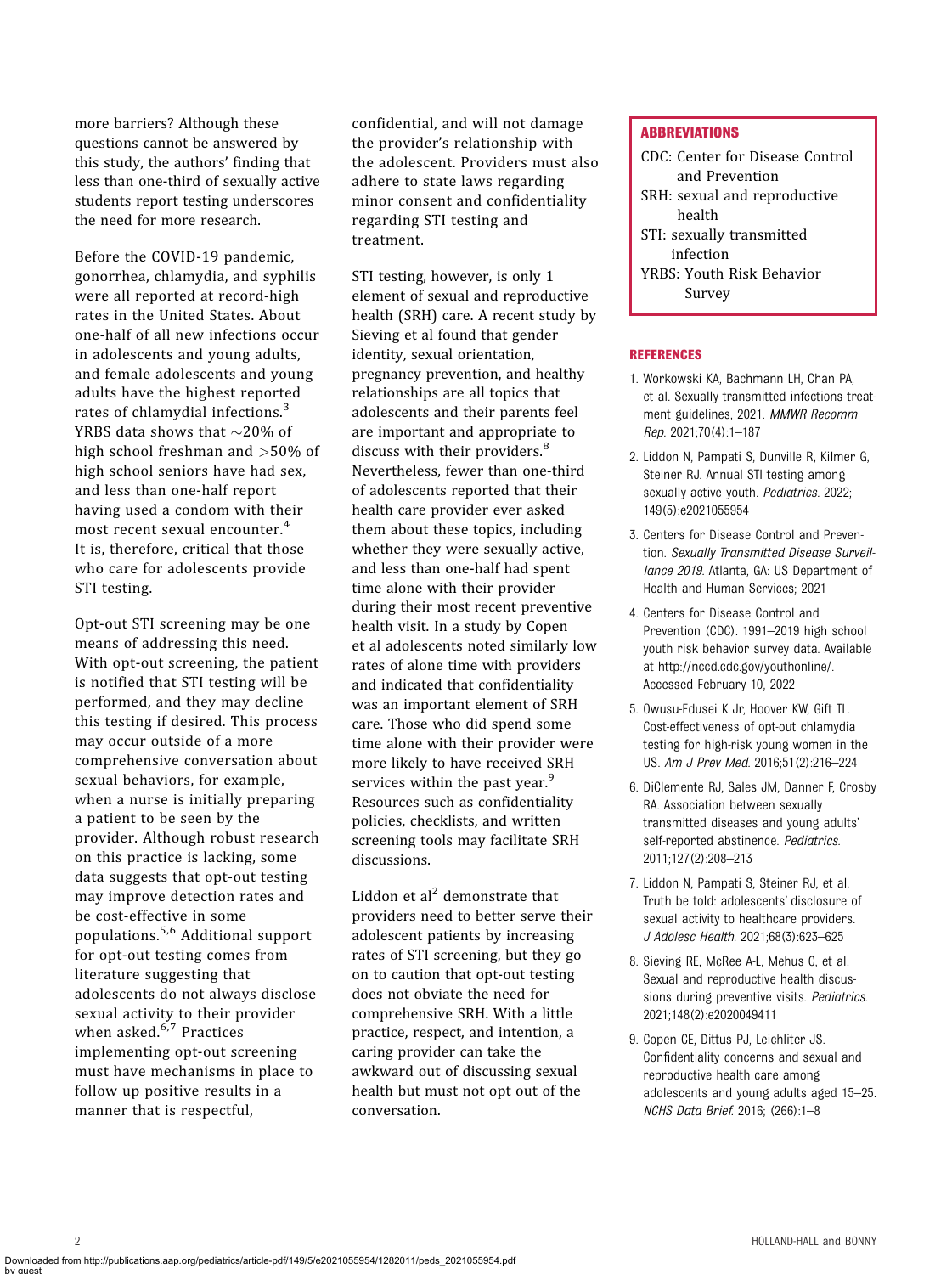more barriers? Although these questions cannot be answered by this study, the authors' finding that less than one-third of sexually active students report testing underscores the need for more research.

Before the COVID-19 pandemic, gonorrhea, chlamydia, and syphilis were all reported at record-high rates in the United States. About one-half of all new infections occur in adolescents and young adults, and female adolescents and young adults have the highest reported rates of chlamydial infections.[3] YRBS data shows that ∼20% of high school freshman and >50% of high school seniors have had sex, and less than one-half report having used a condom with their most recent sexual encounter.[4] It is, therefore, critical that those who care for adolescents provide STI testing.

Opt-out STI screening may be one means of addressing this need. With opt-out screening, the patient is notified that STI testing will be performed, and they may decline this testing if desired. This process may occur outside of a more comprehensive conversation about sexual behaviors, for example, when a nurse is initially preparing a patient to be seen by the provider. Although robust research on this practice is lacking, some data suggests that opt-out testing may improve detection rates and be cost-effective in some populations.[5,6] Additional support for opt-out testing comes from literature suggesting that adolescents do not always disclose sexual activity to their provider when asked.[6,7] Practices implementing opt-out screening must have mechanisms in place to follow up positive results in a manner that is respectful, confidential, and will not damage the provider's relationship with the adolescent. Providers must also adhere to state laws regarding minor consent and confidentiality regarding STI testing and treatment.

STI testing, however, is only 1 element of sexual and reproductive health (SRH) care. A recent study by Sieving et al found that gender identity, sexual orientation, pregnancy prevention, and healthy relationships are all topics that adolescents and their parents feel are important and appropriate to discuss with their providers.[8] Nevertheless, fewer than one-third of adolescents reported that their health care provider ever asked them about these topics, including whether they were sexually active, and less than one-half had spent time alone with their provider during their most recent preventive health visit. In a study by Copen et al adolescents noted similarly low rates of alone time with providers and indicated that confidentiality was an important element of SRH care. Those who did spend some time alone with their provider were more likely to have received SRH services within the past year.[9] Resources such as confidentiality policies, checklists, and written screening tools may facilitate SRH discussions.

Liddon et al[2] demonstrate that providers need to better serve their adolescent patients by increasing rates of STI screening, but they go on to caution that opt-out testing does not obviate the need for comprehensive SRH. With a little practice, respect, and intention, a caring provider can take the awkward out of discussing sexual health but must not opt out of the conversation.

## ABBREVIATIONS

CDC: Center for Disease Control and Prevention
SRH: sexual and reproductive health
STI: sexually transmitted infection
YRBS: Youth Risk Behavior Survey

## REFERENCES

1. Workowski KA, Bachmann LH, Chan PA, et al. Sexually transmitted infections treatment guidelines, 2021. *MMWR Recomm Rep*. 2021;70(4):1–187
2. Liddon N, Pampati S, Dunville R, Kilmer G, Steiner RJ. Annual STI testing among sexually active youth. *Pediatrics*. 2022; 149(5):e2021055954
3. Centers for Disease Control and Prevention. *Sexually Transmitted Disease Surveillance 2019*. Atlanta, GA: US Department of Health and Human Services; 2021
4. Centers for Disease Control and Prevention (CDC). 1991–2019 high school youth risk behavior survey data. Available at http://nccd.cdc.gov/youthonline/. Accessed February 10, 2022
5. Owusu-Edusei K Jr, Hoover KW, Gift TL. Cost-effectiveness of opt-out chlamydia testing for high-risk young women in the US. *Am J Prev Med*. 2016;51(2):216–224
6. DiClemente RJ, Sales JM, Danner F, Crosby RA. Association between sexually transmitted diseases and young adults' self-reported abstinence. *Pediatrics*. 2011;127(2):208–213
7. Liddon N, Pampati S, Steiner RJ, et al. Truth be told: adolescents' disclosure of sexual activity to healthcare providers. *J Adolesc Health*. 2021;68(3):623–625
8. Sieving RE, McRee A-L, Mehus C, et al. Sexual and reproductive health discussions during preventive visits. *Pediatrics*. 2021;148(2):e2020049411
9. Copen CE, Dittus PJ, Leichliter JS. Confidentiality concerns and sexual and reproductive health care among adolescents and young adults aged 15–25. *NCHS Data Brief*. 2016; (266):1–8